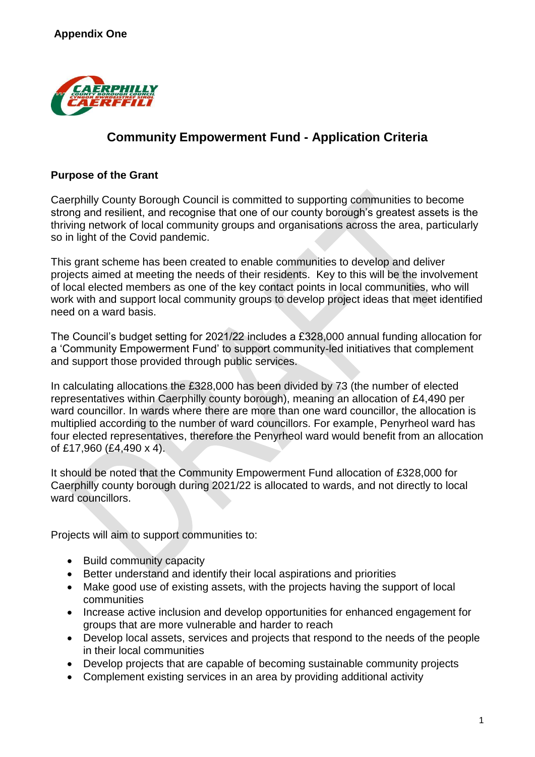**Appendix One**

# Community Empowerment Fund - Application Criteria

## Purpose of the Grant

Caerphilly County Borough Council is committed to supporting communities to become strong and resilient, and recognise that one of our county borough's greatest assets is the thriving network of local community groups and organisations across the area, particularly so in light of the Covid pandemic.

This grant scheme has been created to enable communities to develop and deliver projects aimed at meeting the needs of their residents. Key to this will be the involvement of local elected members as one of the key contact points in local communities, who will work with and support local community groups to develop project ideas that meet identified need on a ward basis.

The Council's budget setting for 2021/22 includes a £328,000 annual funding allocation for a 'Community Empowerment Fund' to support community-led initiatives that complement and support those provided through public services.

In calculating allocations the £328,000 has been divided by 73 (the number of elected representatives within Caerphilly county borough), meaning an allocation of £4,490 per ward councillor. In wards where there are more than one ward councillor, the allocation is multiplied according to the number of ward councillors. For example, Penyrheol ward has four elected representatives, therefore the Penyrheol ward would benefit from an allocation of £17,960 (£4,490 x 4).

It should be noted that the Community Empowerment Fund allocation of £328,000 for Caerphilly county borough during 2021/22 is allocated to wards, and not directly to local ward councillors.

Projects will aim to support communities to:

- Build community capacity
- Better understand and identify their local aspirations and priorities
- Make good use of existing assets, with the projects having the support of local communities
- Increase active inclusion and develop opportunities for enhanced engagement for groups that are more vulnerable and harder to reach
- Develop local assets, services and projects that respond to the needs of the people in their local communities
- Develop projects that are capable of becoming sustainable community projects
- Complement existing services in an area by providing additional activity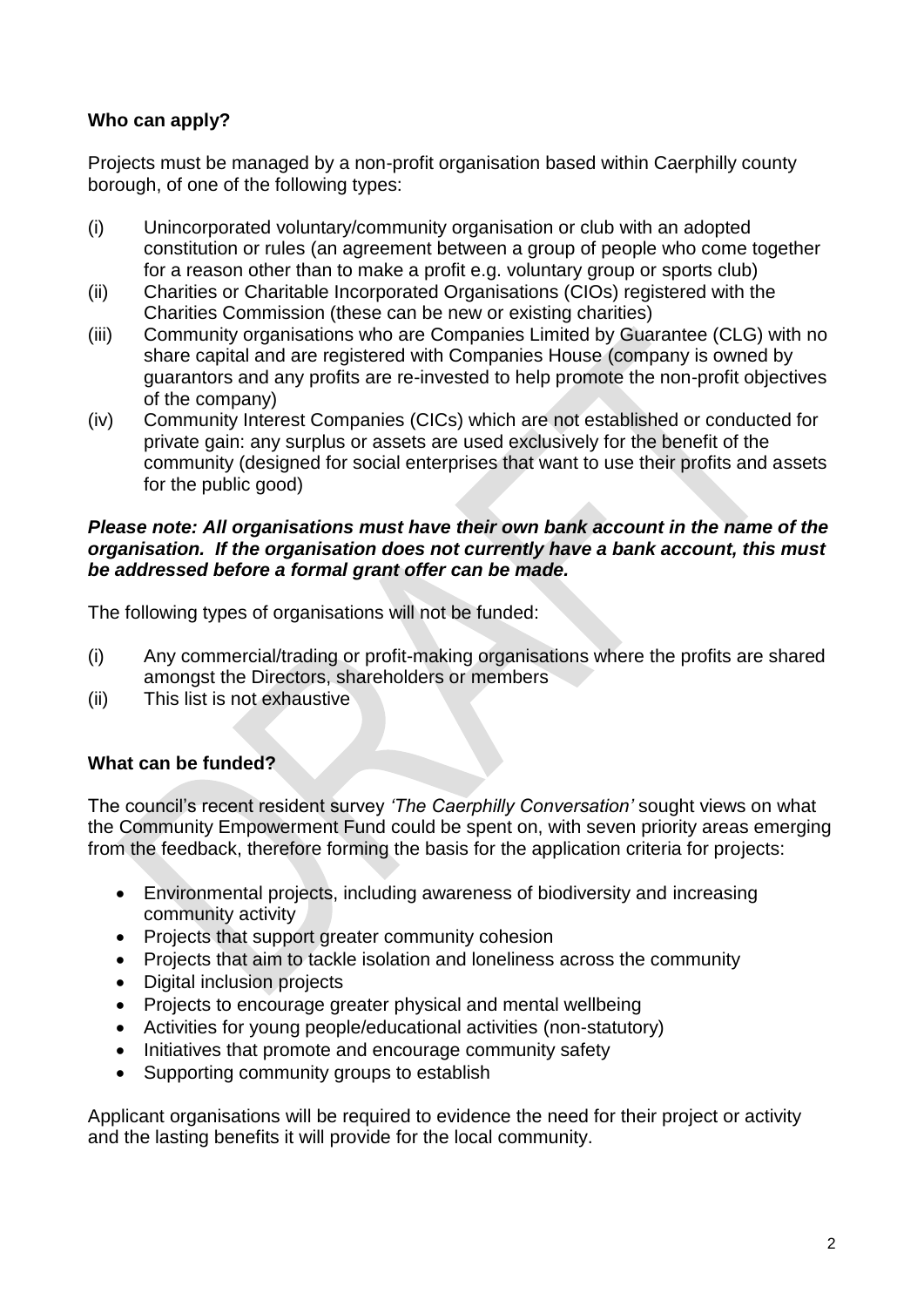**Who can apply?**

Projects must be managed by a non-profit organisation based within Caerphilly county borough, of one of the following types:

(i) Unincorporated voluntary/community organisation or club with an adopted constitution or rules (an agreement between a group of people who come together for a reason other than to make a profit e.g. voluntary group or sports club)

(ii) Charities or Charitable Incorporated Organisations (CIOs) registered with the Charities Commission (these can be new or existing charities)

(iii) Community organisations who are Companies Limited by Guarantee (CLG) with no share capital and are registered with Companies House (company is owned by guarantors and any profits are re-invested to help promote the non-profit objectives of the company)

(iv) Community Interest Companies (CICs) which are not established or conducted for private gain: any surplus or assets are used exclusively for the benefit of the community (designed for social enterprises that want to use their profits and assets for the public good)

***Please note: All organisations must have their own bank account in the name of the organisation. If the organisation does not currently have a bank account, this must be addressed before a formal grant offer can be made.***

The following types of organisations will not be funded:

(i) Any commercial/trading or profit-making organisations where the profits are shared amongst the Directors, shareholders or members

(ii) This list is not exhaustive

**What can be funded?**

The council's recent resident survey *'The Caerphilly Conversation'* sought views on what the Community Empowerment Fund could be spent on, with seven priority areas emerging from the feedback, therefore forming the basis for the application criteria for projects:

- Environmental projects, including awareness of biodiversity and increasing community activity
- Projects that support greater community cohesion
- Projects that aim to tackle isolation and loneliness across the community
- Digital inclusion projects
- Projects to encourage greater physical and mental wellbeing
- Activities for young people/educational activities (non-statutory)
- Initiatives that promote and encourage community safety
- Supporting community groups to establish

Applicant organisations will be required to evidence the need for their project or activity and the lasting benefits it will provide for the local community.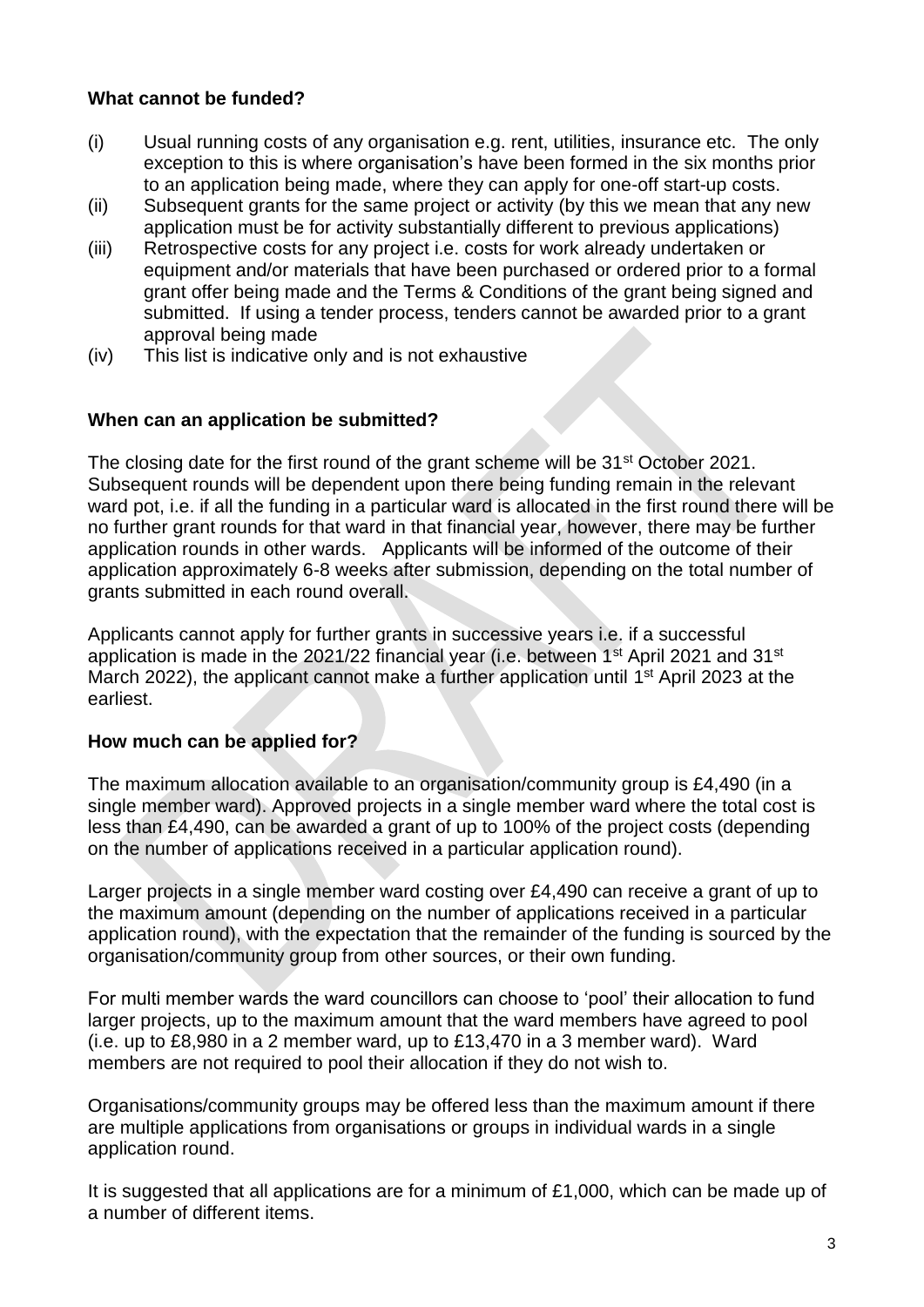**What cannot be funded?**

(i) Usual running costs of any organisation e.g. rent, utilities, insurance etc. The only exception to this is where organisation's have been formed in the six months prior to an application being made, where they can apply for one-off start-up costs.

(ii) Subsequent grants for the same project or activity (by this we mean that any new application must be for activity substantially different to previous applications)

(iii) Retrospective costs for any project i.e. costs for work already undertaken or equipment and/or materials that have been purchased or ordered prior to a formal grant offer being made and the Terms & Conditions of the grant being signed and submitted. If using a tender process, tenders cannot be awarded prior to a grant approval being made

(iv) This list is indicative only and is not exhaustive

**When can an application be submitted?**

The closing date for the first round of the grant scheme will be 31st October 2021. Subsequent rounds will be dependent upon there being funding remain in the relevant ward pot, i.e. if all the funding in a particular ward is allocated in the first round there will be no further grant rounds for that ward in that financial year, however, there may be further application rounds in other wards. Applicants will be informed of the outcome of their application approximately 6-8 weeks after submission, depending on the total number of grants submitted in each round overall.

Applicants cannot apply for further grants in successive years i.e. if a successful application is made in the 2021/22 financial year (i.e. between 1st April 2021 and 31st March 2022), the applicant cannot make a further application until 1st April 2023 at the earliest.

**How much can be applied for?**

The maximum allocation available to an organisation/community group is £4,490 (in a single member ward). Approved projects in a single member ward where the total cost is less than £4,490, can be awarded a grant of up to 100% of the project costs (depending on the number of applications received in a particular application round).

Larger projects in a single member ward costing over £4,490 can receive a grant of up to the maximum amount (depending on the number of applications received in a particular application round), with the expectation that the remainder of the funding is sourced by the organisation/community group from other sources, or their own funding.

For multi member wards the ward councillors can choose to 'pool' their allocation to fund larger projects, up to the maximum amount that the ward members have agreed to pool (i.e. up to £8,980 in a 2 member ward, up to £13,470 in a 3 member ward). Ward members are not required to pool their allocation if they do not wish to.

Organisations/community groups may be offered less than the maximum amount if there are multiple applications from organisations or groups in individual wards in a single application round.

It is suggested that all applications are for a minimum of £1,000, which can be made up of a number of different items.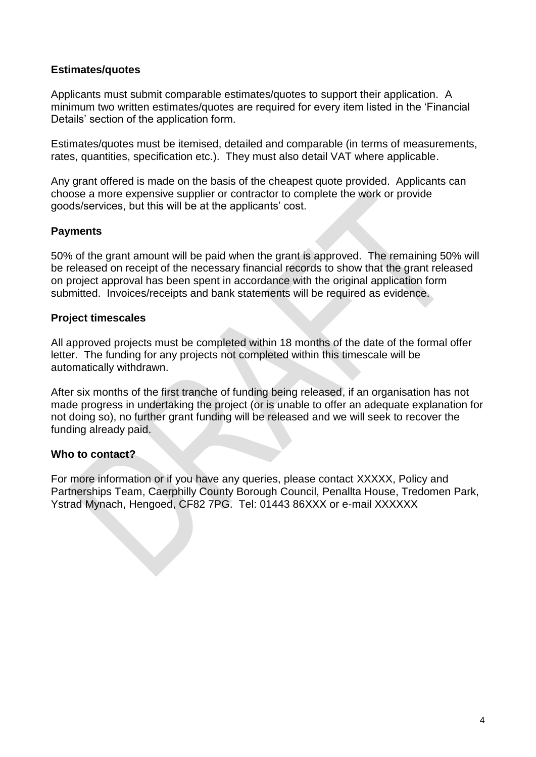### Estimates/quotes

Applicants must submit comparable estimates/quotes to support their application. A minimum two written estimates/quotes are required for every item listed in the 'Financial Details' section of the application form.

Estimates/quotes must be itemised, detailed and comparable (in terms of measurements, rates, quantities, specification etc.). They must also detail VAT where applicable.

Any grant offered is made on the basis of the cheapest quote provided. Applicants can choose a more expensive supplier or contractor to complete the work or provide goods/services, but this will be at the applicants' cost.

### Payments

50% of the grant amount will be paid when the grant is approved. The remaining 50% will be released on receipt of the necessary financial records to show that the grant released on project approval has been spent in accordance with the original application form submitted. Invoices/receipts and bank statements will be required as evidence.

### Project timescales

All approved projects must be completed within 18 months of the date of the formal offer letter. The funding for any projects not completed within this timescale will be automatically withdrawn.

After six months of the first tranche of funding being released, if an organisation has not made progress in undertaking the project (or is unable to offer an adequate explanation for not doing so), no further grant funding will be released and we will seek to recover the funding already paid.

### Who to contact?

For more information or if you have any queries, please contact XXXXX, Policy and Partnerships Team, Caerphilly County Borough Council, Penallta House, Tredomen Park, Ystrad Mynach, Hengoed, CF82 7PG. Tel: 01443 86XXX or e-mail XXXXXX